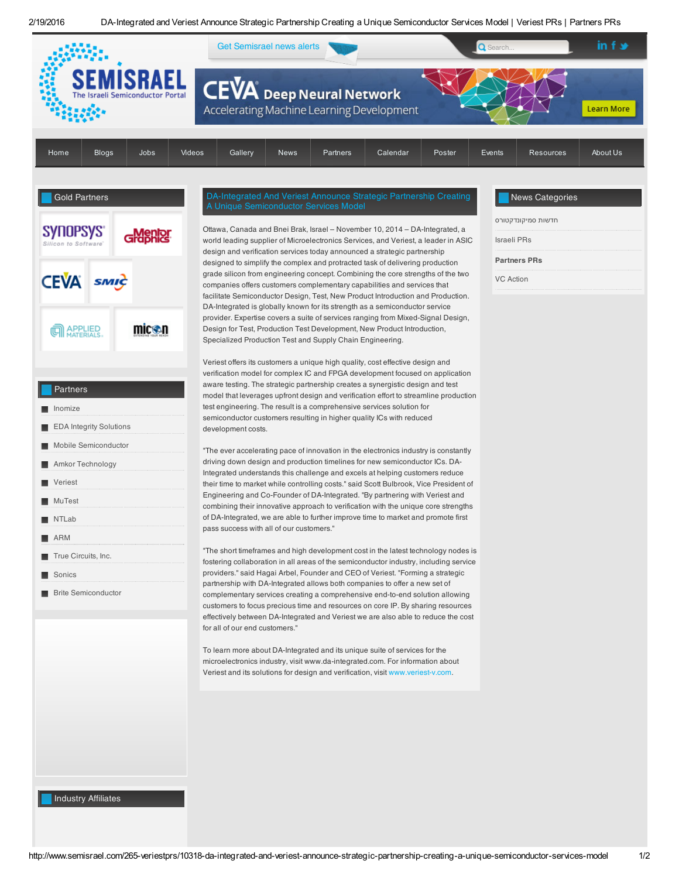Get Semisrael news alerts

Home | Blogs | Jobs | Videos | Gallery | News | Partners | Calendar | Poster | Events | Resources | About Us

## Gold Partners

## Partners

- Inomize
- EDA Integrity Solutions
- Mobile Semiconductor
- Amkor Technology
- Veriest
- MuTest
- NTLab
- ARM
- True Circuits, Inc.
- Sonics
- Brite Semiconductor

## Industry Affiliates

# DA-Integrated And Veriest Announce Strategic Partnership Creating A Unique Semiconductor Services Model

Ottawa, Canada and Bnei Brak, Israel – November 10, 2014 – DA-Integrated, a world leading supplier of Microelectronics Services, and Veriest, a leader in ASIC design and verification services today announced a strategic partnership designed to simplify the complex and protracted task of delivering production grade silicon from engineering concept. Combining the core strengths of the two companies offers customers complementary capabilities and services that facilitate Semiconductor Design, Test, New Product Introduction and Production. DA-Integrated is globally known for its strength as a semiconductor service provider. Expertise covers a suite of services ranging from Mixed-Signal Design, Design for Test, Production Test Development, New Product Introduction, Specialized Production Test and Supply Chain Engineering.

Veriest offers its customers a unique high quality, cost effective design and verification model for complex IC and FPGA development focused on application aware testing. The strategic partnership creates a synergistic design and test model that leverages upfront design and verification effort to streamline production test engineering. The result is a comprehensive services solution for semiconductor customers resulting in higher quality ICs with reduced development costs.

"The ever accelerating pace of innovation in the electronics industry is constantly driving down design and production timelines for new semiconductor ICs. DA-Integrated understands this challenge and excels at helping customers reduce their time to market while controlling costs." said Scott Bulbrook, Vice President of Engineering and Co-Founder of DA-Integrated. "By partnering with Veriest and combining their innovative approach to verification with the unique core strengths of DA-Integrated, we are able to further improve time to market and promote first pass success with all of our customers."

"The short timeframes and high development cost in the latest technology nodes is fostering collaboration in all areas of the semiconductor industry, including service providers." said Hagai Arbel, Founder and CEO of Veriest. "Forming a strategic partnership with DA-Integrated allows both companies to offer a new set of complementary services creating a comprehensive end-to-end solution allowing customers to focus precious time and resources on core IP. By sharing resources effectively between DA-Integrated and Veriest we are also able to reduce the cost for all of our end customers."

To learn more about DA-Integrated and its unique suite of services for the microelectronics industry, visit www.da-integrated.com. For information about Veriest and its solutions for design and verification, visit www.veriest-v.com.

## News Categories

- חדשות סמיקונדקטורס
- Israeli PRs
- **Partners PRs**
- VC Action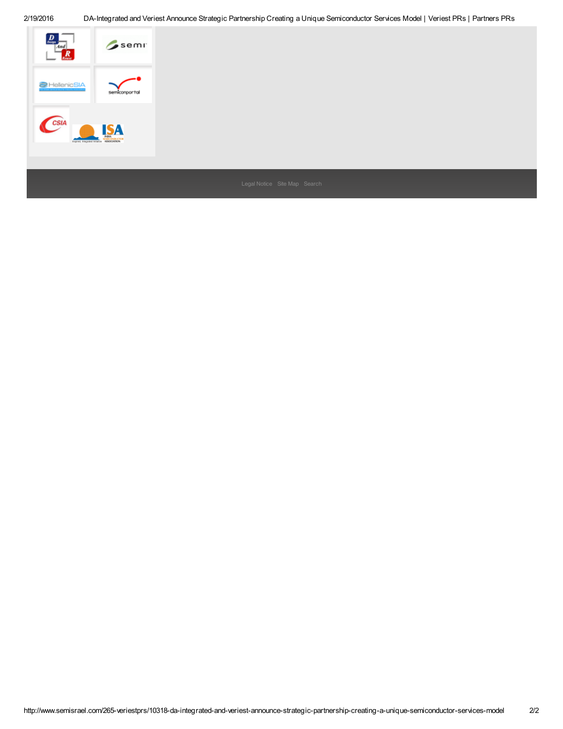Legal Notice Site Map Search